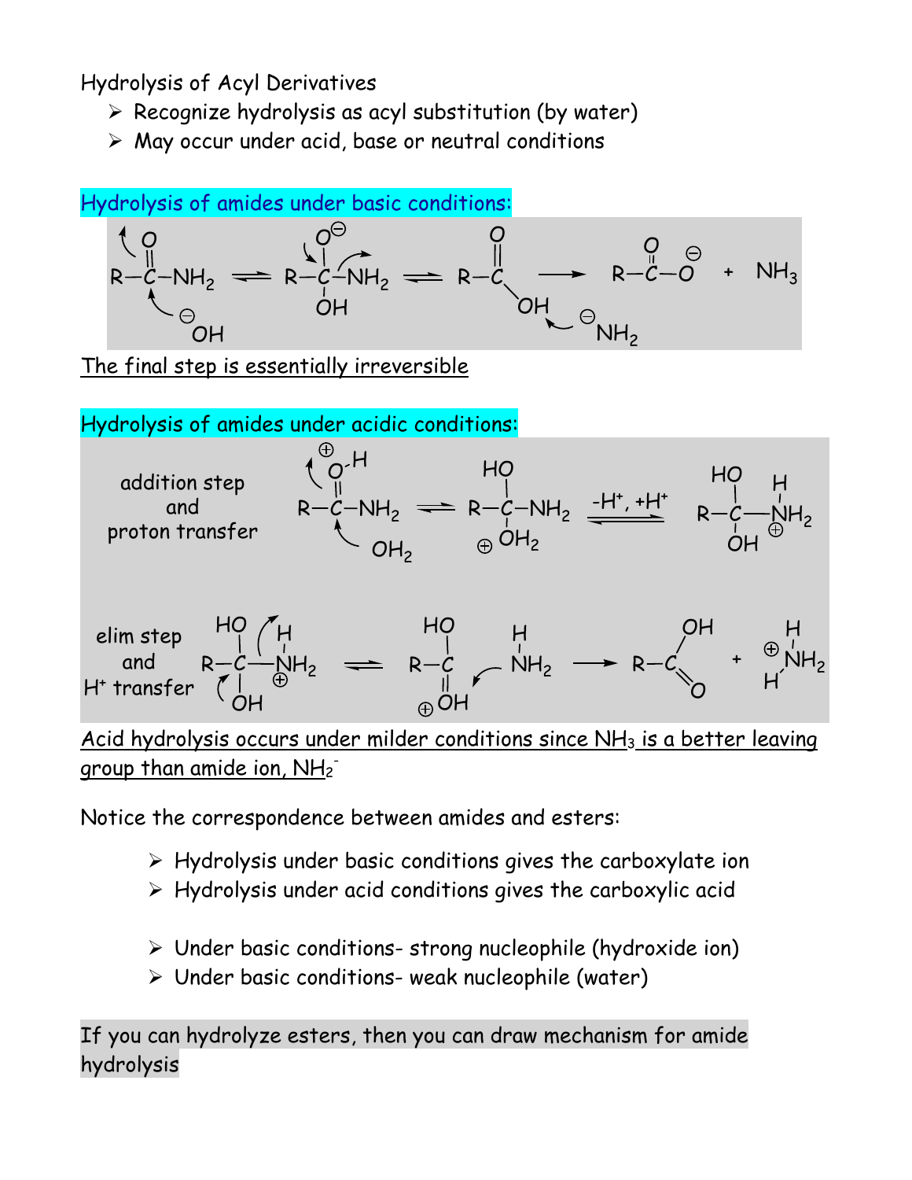Hydrolysis of Acyl Derivatives

- Recognize hydrolysis as acyl substitution (by water)
- May occur under acid, base or neutral conditions

## Hydrolysis of amides under basic conditions:

The final step is essentially irreversible

## Hydrolysis of amides under acidic conditions:

addition step and proton transfer

-H+, +H+

elim step and H+ transfer

Acid hydrolysis occurs under milder conditions since $NH_3$ is a better leaving group than amide ion, $NH_2^-$

Notice the correspondence between amides and esters:

- Hydrolysis under basic conditions gives the carboxylate ion
- Hydrolysis under acid conditions gives the carboxylic acid

- Under basic conditions- strong nucleophile (hydroxide ion)
- Under basic conditions- weak nucleophile (water)

If you can hydrolyze esters, then you can draw mechanism for amide hydrolysis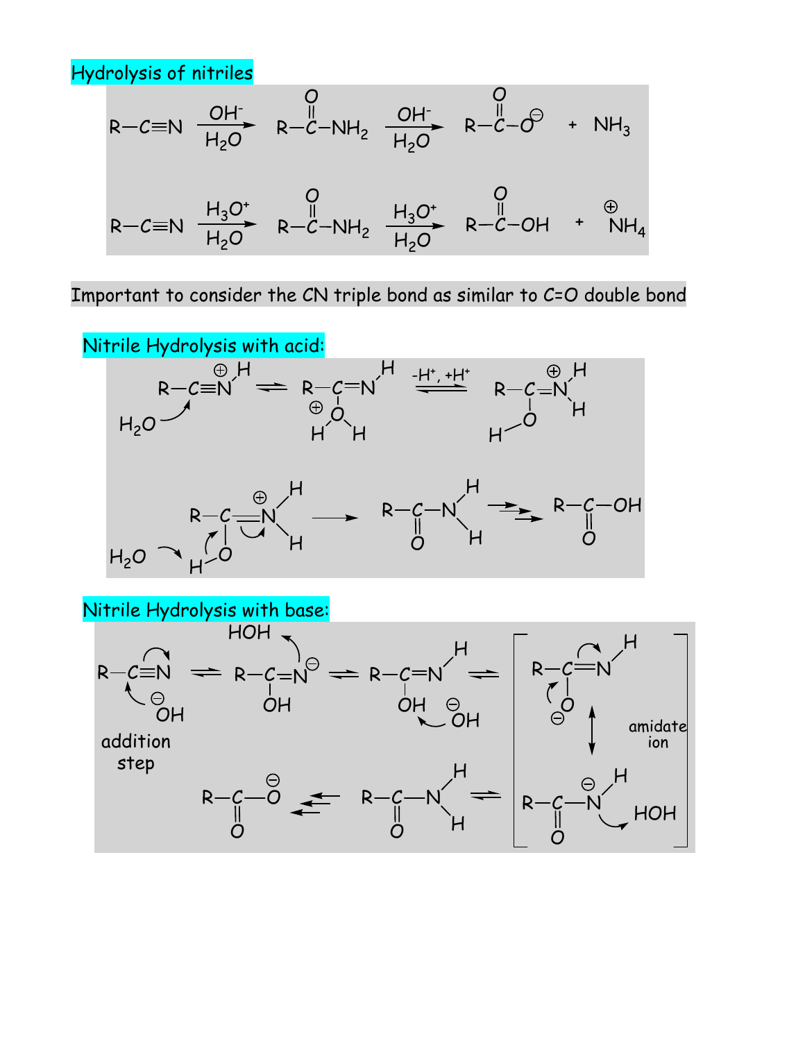## Hydrolysis of nitriles

$$R-C\equiv N \xrightarrow[H_2O]{OH^-} R-C(=O)-NH_2 \xrightarrow[H_2O]{OH^-} R-C(=O)-O^{\ominus} + NH_3$$

$$R-C\equiv N \xrightarrow[H_2O]{H_3O^+} R-C(=O)-NH_2 \xrightarrow[H_2O]{H_3O^+} R-C(=O)-OH + \overset{\oplus}{N}H_4$$

Important to consider the CN triple bond as similar to C=O double bond

## Nitrile Hydrolysis with acid:

$H_2O$

-H⁺, +H⁺

## Nitrile Hydrolysis with base:

addition step

HOH

amidate ion

HOH